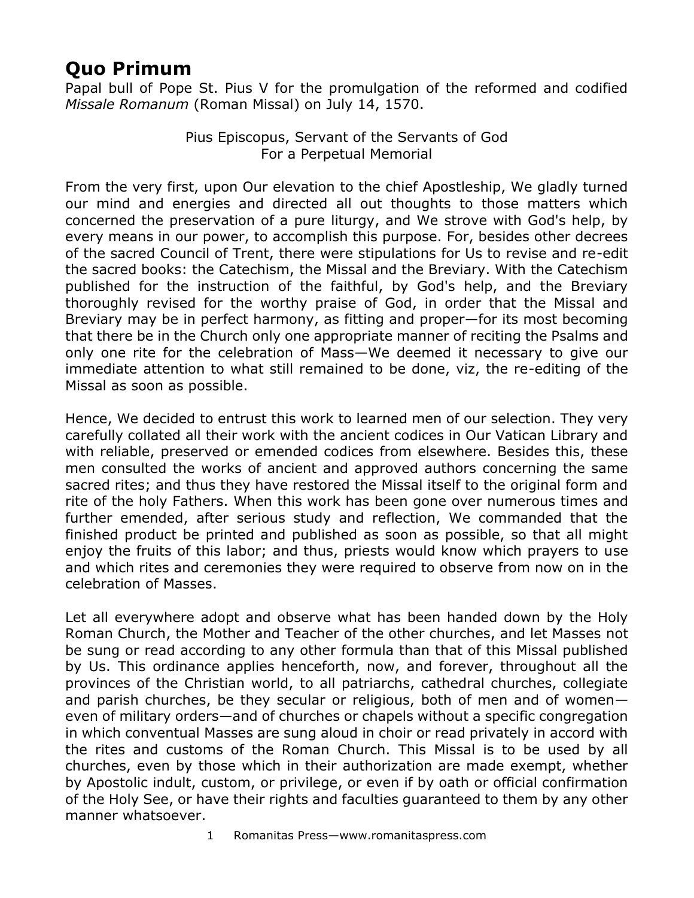# Quo Primum

Papal bull of Pope St. Pius V for the promulgation of the reformed and codified *Missale Romanum* (Roman Missal) on July 14, 1570.

Pius Episcopus, Servant of the Servants of God
For a Perpetual Memorial

From the very first, upon Our elevation to the chief Apostleship, We gladly turned our mind and energies and directed all out thoughts to those matters which concerned the preservation of a pure liturgy, and We strove with God's help, by every means in our power, to accomplish this purpose. For, besides other decrees of the sacred Council of Trent, there were stipulations for Us to revise and re-edit the sacred books: the Catechism, the Missal and the Breviary. With the Catechism published for the instruction of the faithful, by God's help, and the Breviary thoroughly revised for the worthy praise of God, in order that the Missal and Breviary may be in perfect harmony, as fitting and proper—for its most becoming that there be in the Church only one appropriate manner of reciting the Psalms and only one rite for the celebration of Mass—We deemed it necessary to give our immediate attention to what still remained to be done, viz, the re-editing of the Missal as soon as possible.

Hence, We decided to entrust this work to learned men of our selection. They very carefully collated all their work with the ancient codices in Our Vatican Library and with reliable, preserved or emended codices from elsewhere. Besides this, these men consulted the works of ancient and approved authors concerning the same sacred rites; and thus they have restored the Missal itself to the original form and rite of the holy Fathers. When this work has been gone over numerous times and further emended, after serious study and reflection, We commanded that the finished product be printed and published as soon as possible, so that all might enjoy the fruits of this labor; and thus, priests would know which prayers to use and which rites and ceremonies they were required to observe from now on in the celebration of Masses.

Let all everywhere adopt and observe what has been handed down by the Holy Roman Church, the Mother and Teacher of the other churches, and let Masses not be sung or read according to any other formula than that of this Missal published by Us. This ordinance applies henceforth, now, and forever, throughout all the provinces of the Christian world, to all patriarchs, cathedral churches, collegiate and parish churches, be they secular or religious, both of men and of women—even of military orders—and of churches or chapels without a specific congregation in which conventual Masses are sung aloud in choir or read privately in accord with the rites and customs of the Roman Church. This Missal is to be used by all churches, even by those which in their authorization are made exempt, whether by Apostolic indult, custom, or privilege, or even if by oath or official confirmation of the Holy See, or have their rights and faculties guaranteed to them by any other manner whatsoever.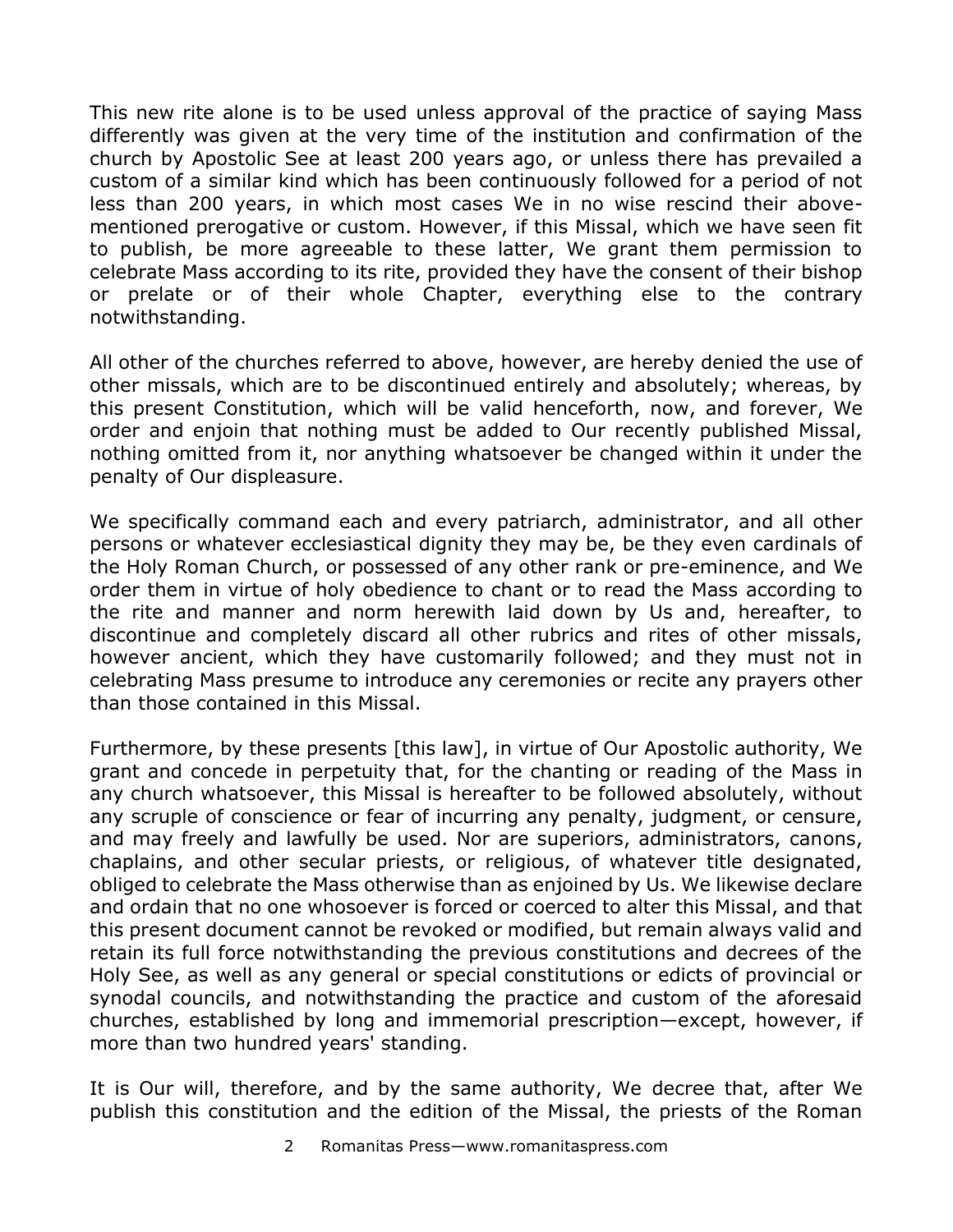This new rite alone is to be used unless approval of the practice of saying Mass differently was given at the very time of the institution and confirmation of the church by Apostolic See at least 200 years ago, or unless there has prevailed a custom of a similar kind which has been continuously followed for a period of not less than 200 years, in which most cases We in no wise rescind their above-mentioned prerogative or custom. However, if this Missal, which we have seen fit to publish, be more agreeable to these latter, We grant them permission to celebrate Mass according to its rite, provided they have the consent of their bishop or prelate or of their whole Chapter, everything else to the contrary notwithstanding.

All other of the churches referred to above, however, are hereby denied the use of other missals, which are to be discontinued entirely and absolutely; whereas, by this present Constitution, which will be valid henceforth, now, and forever, We order and enjoin that nothing must be added to Our recently published Missal, nothing omitted from it, nor anything whatsoever be changed within it under the penalty of Our displeasure.

We specifically command each and every patriarch, administrator, and all other persons or whatever ecclesiastical dignity they may be, be they even cardinals of the Holy Roman Church, or possessed of any other rank or pre-eminence, and We order them in virtue of holy obedience to chant or to read the Mass according to the rite and manner and norm herewith laid down by Us and, hereafter, to discontinue and completely discard all other rubrics and rites of other missals, however ancient, which they have customarily followed; and they must not in celebrating Mass presume to introduce any ceremonies or recite any prayers other than those contained in this Missal.

Furthermore, by these presents [this law], in virtue of Our Apostolic authority, We grant and concede in perpetuity that, for the chanting or reading of the Mass in any church whatsoever, this Missal is hereafter to be followed absolutely, without any scruple of conscience or fear of incurring any penalty, judgment, or censure, and may freely and lawfully be used. Nor are superiors, administrators, canons, chaplains, and other secular priests, or religious, of whatever title designated, obliged to celebrate the Mass otherwise than as enjoined by Us. We likewise declare and ordain that no one whosoever is forced or coerced to alter this Missal, and that this present document cannot be revoked or modified, but remain always valid and retain its full force notwithstanding the previous constitutions and decrees of the Holy See, as well as any general or special constitutions or edicts of provincial or synodal councils, and notwithstanding the practice and custom of the aforesaid churches, established by long and immemorial prescription—except, however, if more than two hundred years' standing.

It is Our will, therefore, and by the same authority, We decree that, after We publish this constitution and the edition of the Missal, the priests of the Roman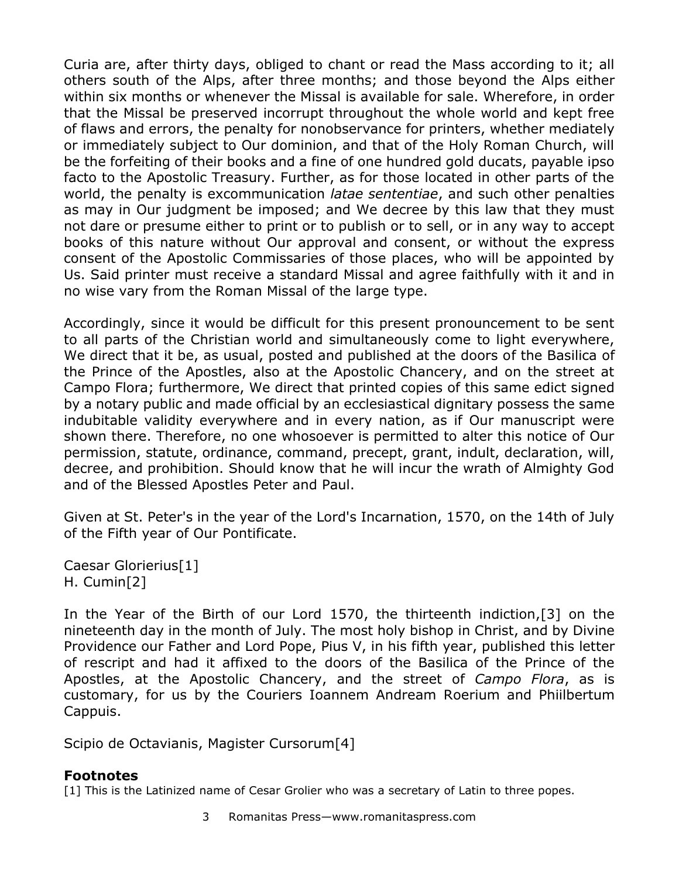Curia are, after thirty days, obliged to chant or read the Mass according to it; all others south of the Alps, after three months; and those beyond the Alps either within six months or whenever the Missal is available for sale. Wherefore, in order that the Missal be preserved incorrupt throughout the whole world and kept free of flaws and errors, the penalty for nonobservance for printers, whether mediately or immediately subject to Our dominion, and that of the Holy Roman Church, will be the forfeiting of their books and a fine of one hundred gold ducats, payable ipso facto to the Apostolic Treasury. Further, as for those located in other parts of the world, the penalty is excommunication *latae sententiae*, and such other penalties as may in Our judgment be imposed; and We decree by this law that they must not dare or presume either to print or to publish or to sell, or in any way to accept books of this nature without Our approval and consent, or without the express consent of the Apostolic Commissaries of those places, who will be appointed by Us. Said printer must receive a standard Missal and agree faithfully with it and in no wise vary from the Roman Missal of the large type.

Accordingly, since it would be difficult for this present pronouncement to be sent to all parts of the Christian world and simultaneously come to light everywhere, We direct that it be, as usual, posted and published at the doors of the Basilica of the Prince of the Apostles, also at the Apostolic Chancery, and on the street at Campo Flora; furthermore, We direct that printed copies of this same edict signed by a notary public and made official by an ecclesiastical dignitary possess the same indubitable validity everywhere and in every nation, as if Our manuscript were shown there. Therefore, no one whosoever is permitted to alter this notice of Our permission, statute, ordinance, command, precept, grant, indult, declaration, will, decree, and prohibition. Should know that he will incur the wrath of Almighty God and of the Blessed Apostles Peter and Paul.

Given at St. Peter's in the year of the Lord's Incarnation, 1570, on the 14th of July of the Fifth year of Our Pontificate.

Caesar Glorierius[1]
H. Cumin[2]

In the Year of the Birth of our Lord 1570, the thirteenth indiction,[3] on the nineteenth day in the month of July. The most holy bishop in Christ, and by Divine Providence our Father and Lord Pope, Pius V, in his fifth year, published this letter of rescript and had it affixed to the doors of the Basilica of the Prince of the Apostles, at the Apostolic Chancery, and the street of *Campo Flora*, as is customary, for us by the Couriers Ioannem Andream Roerium and Phiilbertum Cappuis.

Scipio de Octavianis, Magister Cursorum[4]

### Footnotes

[1] This is the Latinized name of Cesar Grolier who was a secretary of Latin to three popes.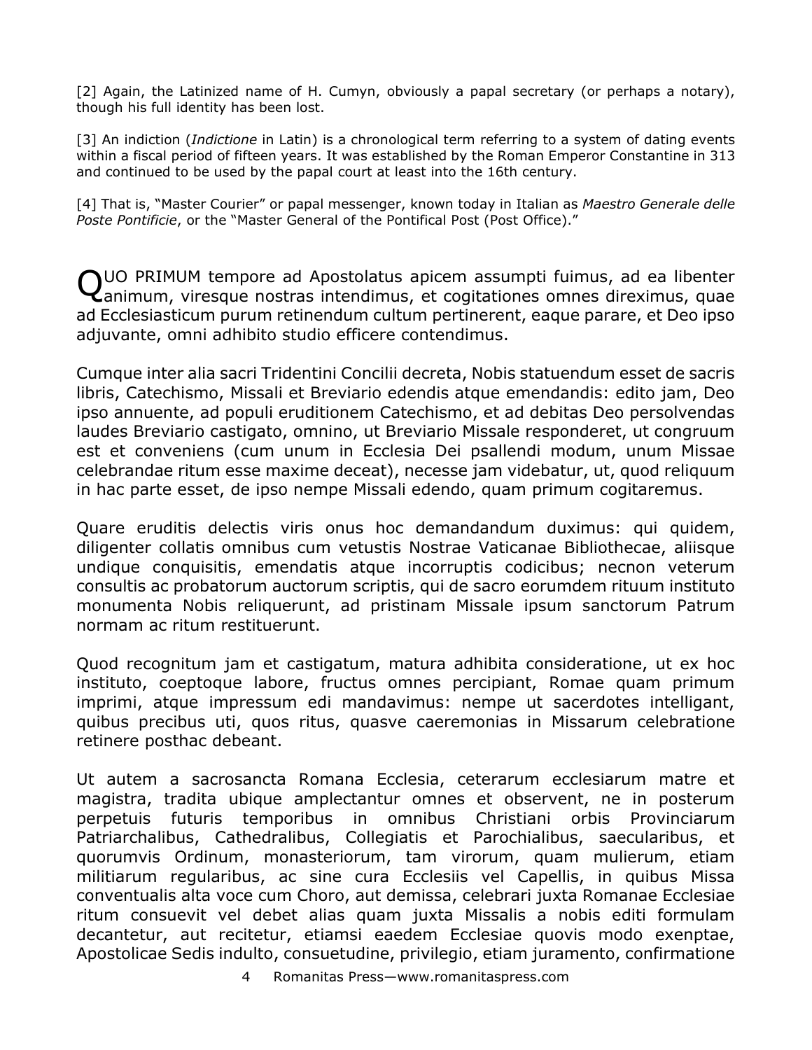[2] Again, the Latinized name of H. Cumyn, obviously a papal secretary (or perhaps a notary), though his full identity has been lost.

[3] An indiction (*Indictione* in Latin) is a chronological term referring to a system of dating events within a fiscal period of fifteen years. It was established by the Roman Emperor Constantine in 313 and continued to be used by the papal court at least into the 16th century.

[4] That is, "Master Courier" or papal messenger, known today in Italian as *Maestro Generale delle Poste Pontificie*, or the "Master General of the Pontifical Post (Post Office)."

QUO PRIMUM tempore ad Apostolatus apicem assumpti fuimus, ad ea libenter animum, viresque nostras intendimus, et cogitationes omnes direximus, quae ad Ecclesiasticum purum retinendum cultum pertinerent, eaque parare, et Deo ipso adjuvante, omni adhibito studio efficere contendimus.

Cumque inter alia sacri Tridentini Concilii decreta, Nobis statuendum esset de sacris libris, Catechismo, Missali et Breviario edendis atque emendandis: edito jam, Deo ipso annuente, ad populi eruditionem Catechismo, et ad debitas Deo persolvendas laudes Breviario castigato, omnino, ut Breviario Missale responderet, ut congruum est et conveniens (cum unum in Ecclesia Dei psallendi modum, unum Missae celebrandae ritum esse maxime deceat), necesse jam videbatur, ut, quod reliquum in hac parte esset, de ipso nempe Missali edendo, quam primum cogitaremus.

Quare eruditis delectis viris onus hoc demandandum duximus: qui quidem, diligenter collatis omnibus cum vetustis Nostrae Vaticanae Bibliothecae, aliisque undique conquisitis, emendatis atque incorruptis codicibus; necnon veterum consultis ac probatorum auctorum scriptis, qui de sacro eorumdem rituum instituto monumenta Nobis reliquerunt, ad pristinam Missale ipsum sanctorum Patrum normam ac ritum restituerunt.

Quod recognitum jam et castigatum, matura adhibita consideratione, ut ex hoc instituto, coeptoque labore, fructus omnes percipiant, Romae quam primum imprimi, atque impressum edi mandavimus: nempe ut sacerdotes intelligant, quibus precibus uti, quos ritus, quasve caeremonias in Missarum celebratione retinere posthac debeant.

Ut autem a sacrosancta Romana Ecclesia, ceterarum ecclesiarum matre et magistra, tradita ubique amplectantur omnes et observent, ne in posterum perpetuis futuris temporibus in omnibus Christiani orbis Provinciarum Patriarchalibus, Cathedralibus, Collegiatis et Parochialibus, saecularibus, et quorumvis Ordinum, monasteriorum, tam virorum, quam mulierum, etiam militiarum regularibus, ac sine cura Ecclesiis vel Capellis, in quibus Missa conventualis alta voce cum Choro, aut demissa, celebrari juxta Romanae Ecclesiae ritum consuevit vel debet alias quam juxta Missalis a nobis editi formulam decantetur, aut recitetur, etiamsi eaedem Ecclesiae quovis modo exenptae, Apostolicae Sedis indulto, consuetudine, privilegio, etiam juramento, confirmatione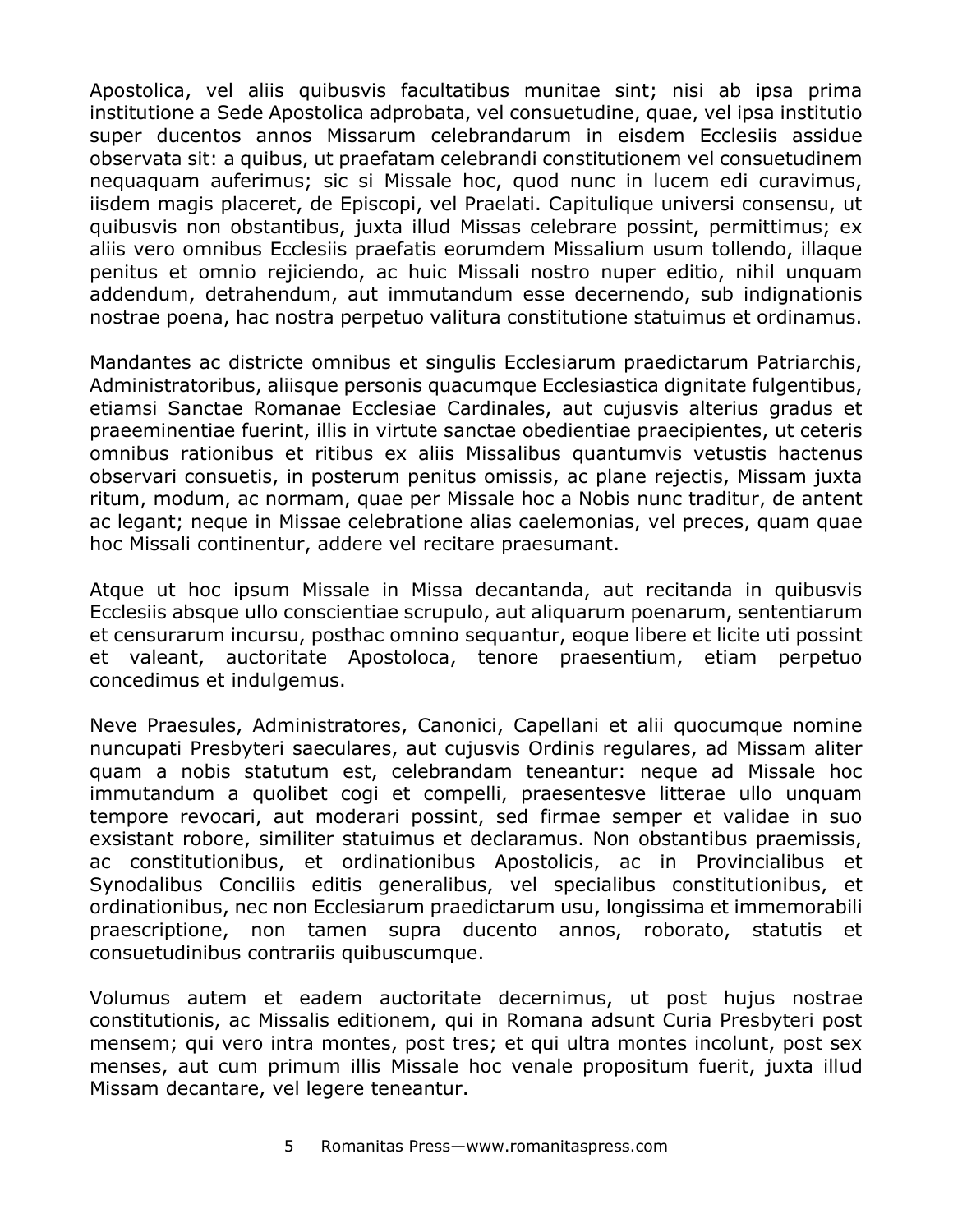Apostolica, vel aliis quibusvis facultatibus munitae sint; nisi ab ipsa prima institutione a Sede Apostolica adprobata, vel consuetudine, quae, vel ipsa institutio super ducentos annos Missarum celebrandarum in eisdem Ecclesiis assidue observata sit: a quibus, ut praefatam celebrandi constitutionem vel consuetudinem nequaquam auferimus; sic si Missale hoc, quod nunc in lucem edi curavimus, iisdem magis placeret, de Episcopi, vel Praelati. Capitulique universi consensu, ut quibusvis non obstantibus, juxta illud Missas celebrare possint, permittimus; ex aliis vero omnibus Ecclesiis praefatis eorumdem Missalium usum tollendo, illaque penitus et omnio rejiciendo, ac huic Missali nostro nuper editio, nihil unquam addendum, detrahendum, aut immutandum esse decernendo, sub indignationis nostrae poena, hac nostra perpetuo valitura constitutione statuimus et ordinamus.

Mandantes ac districte omnibus et singulis Ecclesiarum praedictarum Patriarchis, Administratoribus, aliisque personis quacumque Ecclesiastica dignitate fulgentibus, etiamsi Sanctae Romanae Ecclesiae Cardinales, aut cujusvis alterius gradus et praeeminentiae fuerint, illis in virtute sanctae obedientiae praecipientes, ut ceteris omnibus rationibus et ritibus ex aliis Missalibus quantumvis vetustis hactenus observari consuetis, in posterum penitus omissis, ac plane rejectis, Missam juxta ritum, modum, ac normam, quae per Missale hoc a Nobis nunc traditur, de antent ac legant; neque in Missae celebratione alias caelemonias, vel preces, quam quae hoc Missali continentur, addere vel recitare praesumant.

Atque ut hoc ipsum Missale in Missa decantanda, aut recitanda in quibusvis Ecclesiis absque ullo conscientiae scrupulo, aut aliquarum poenarum, sententiarum et censurarum incursu, posthac omnino sequantur, eoque libere et licite uti possint et valeant, auctoritate Apostoloca, tenore praesentium, etiam perpetuo concedimus et indulgemus.

Neve Praesules, Administratores, Canonici, Capellani et alii quocumque nomine nuncupati Presbyteri saeculares, aut cujusvis Ordinis regulares, ad Missam aliter quam a nobis statutum est, celebrandam teneantur: neque ad Missale hoc immutandum a quolibet cogi et compelli, praesentesve litterae ullo unquam tempore revocari, aut moderari possint, sed firmae semper et validae in suo exsistant robore, similiter statuimus et declaramus. Non obstantibus praemissis, ac constitutionibus, et ordinationibus Apostolicis, ac in Provincialibus et Synodalibus Conciliis editis generalibus, vel specialibus constitutionibus, et ordinationibus, nec non Ecclesiarum praedictarum usu, longissima et immemorabili praescriptione, non tamen supra ducento annos, roborato, statutis et consuetudinibus contrariis quibuscumque.

Volumus autem et eadem auctoritate decernimus, ut post hujus nostrae constitutionis, ac Missalis editionem, qui in Romana adsunt Curia Presbyteri post mensem; qui vero intra montes, post tres; et qui ultra montes incolunt, post sex menses, aut cum primum illis Missale hoc venale propositum fuerit, juxta illud Missam decantare, vel legere teneantur.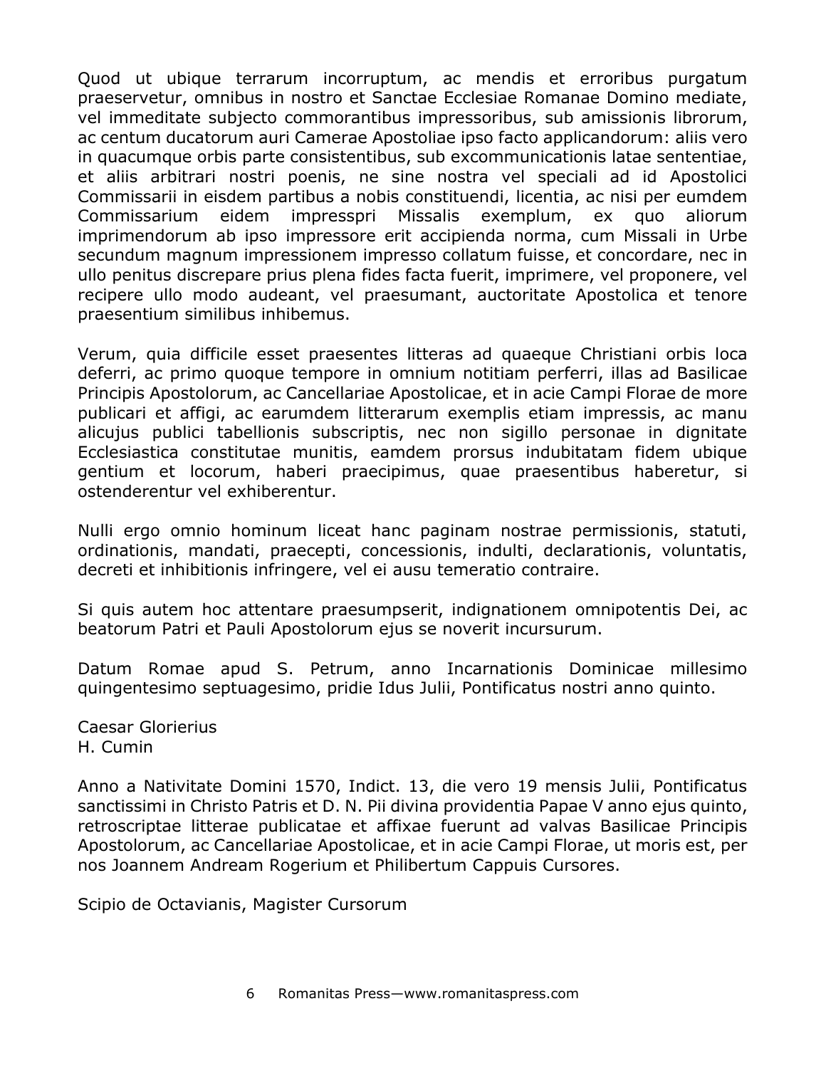Quod ut ubique terrarum incorruptum, ac mendis et erroribus purgatum praeservetur, omnibus in nostro et Sanctae Ecclesiae Romanae Domino mediate, vel immeditate subjecto commorantibus impressoribus, sub amissionis librorum, ac centum ducatorum auri Camerae Apostoliae ipso facto applicandorum: aliis vero in quacumque orbis parte consistentibus, sub excommunicationis latae sententiae, et aliis arbitrari nostri poenis, ne sine nostra vel speciali ad id Apostolici Commissarii in eisdem partibus a nobis constituendi, licentia, ac nisi per eumdem Commissarium eidem impresspri Missalis exemplum, ex quo aliorum imprimendorum ab ipso impressore erit accipienda norma, cum Missali in Urbe secundum magnum impressionem impresso collatum fuisse, et concordare, nec in ullo penitus discrepare prius plena fides facta fuerit, imprimere, vel proponere, vel recipere ullo modo audeant, vel praesumant, auctoritate Apostolica et tenore praesentium similibus inhibemus.

Verum, quia difficile esset praesentes litteras ad quaeque Christiani orbis loca deferri, ac primo quoque tempore in omnium notitiam perferri, illas ad Basilicae Principis Apostolorum, ac Cancellariae Apostolicae, et in acie Campi Florae de more publicari et affigi, ac earumdem litterarum exemplis etiam impressis, ac manu alicujus publici tabellionis subscriptis, nec non sigillo personae in dignitate Ecclesiastica constitutae munitis, eamdem prorsus indubitatam fidem ubique gentium et locorum, haberi praecipimus, quae praesentibus haberetur, si ostenderentur vel exhiberentur.

Nulli ergo omnio hominum liceat hanc paginam nostrae permissionis, statuti, ordinationis, mandati, praecepti, concessionis, indulti, declarationis, voluntatis, decreti et inhibitionis infringere, vel ei ausu temeratio contraire.

Si quis autem hoc attentare praesumpserit, indignationem omnipotentis Dei, ac beatorum Patri et Pauli Apostolorum ejus se noverit incursurum.

Datum Romae apud S. Petrum, anno Incarnationis Dominicae millesimo quingentesimo septuagesimo, pridie Idus Julii, Pontificatus nostri anno quinto.

Caesar Glorierius  
H. Cumin

Anno a Nativitate Domini 1570, Indict. 13, die vero 19 mensis Julii, Pontificatus sanctissimi in Christo Patris et D. N. Pii divina providentia Papae V anno ejus quinto, retroscriptae litterae publicatae et affixae fuerunt ad valvas Basilicae Principis Apostolorum, ac Cancellariae Apostolicae, et in acie Campi Florae, ut moris est, per nos Joannem Andream Rogerium et Philibertum Cappuis Cursores.

Scipio de Octavianis, Magister Cursorum